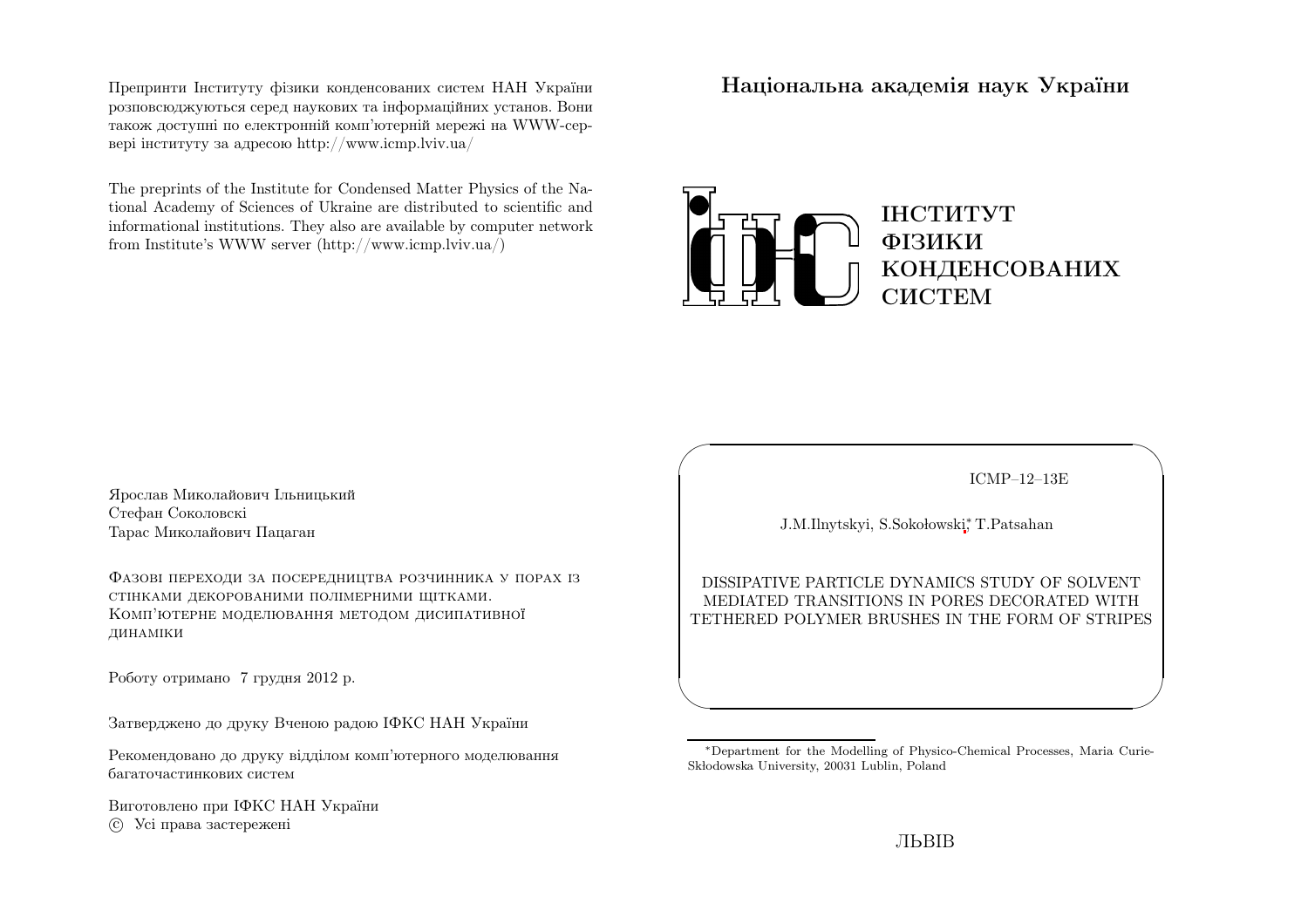Препринти Інституту фізики конденсованих систем НАН України розповсюджуються серед наукових та інформаційних установ. Вони також доступні по електронній комп'ютерній мережі на WWW-сервері інституту за адресою http://www.icmp.lviv.ua/

The preprints of the Institute for Condensed Matter Physics of the National Academy of Sciences of Ukraine are distributed to scientific and informational institutions. They also are available by computer network from Institute's WWW server (http://www.icmp.lviv.ua/)

Ярослав Миколайович Ільницький
Стефан Соколовскі
Тарас Миколайович Пацаган

ФАЗОВІ ПЕРЕХОДИ ЗА ПОСЕРЕДНИЦТВА РОЗЧИННИКА У ПОРАХ ІЗ СТІНКАМИ ДЕКОРОВАНИМИ ПОЛІМЕРНИМИ ЩІТКАМИ. КОМП'ЮТЕРНЕ МОДЕЛЮВАННЯ МЕТОДОМ ДИСИПАТИВНОЇ ДИНАМІКИ

Роботу отримано 7 грудня 2012 р.

Затверджено до друку Вченою радою ІФКС НАН України

Рекомендовано до друку відділом комп'ютерного моделювання багаточастинкових систем

Виготовлено при ІФКС НАН України
© Усі права застережені

**Національна академія наук України**

ІНСТИТУТ
ФІЗИКИ
КОНДЕНСОВАНИХ
СИСТЕМ

ICMP–12–13E

J.M.Ilnytskyi, S.Sokołowski[*], T.Patsahan

DISSIPATIVE PARTICLE DYNAMICS STUDY OF SOLVENT MEDIATED TRANSITIONS IN PORES DECORATED WITH TETHERED POLYMER BRUSHES IN THE FORM OF STRIPES

[*]Department for the Modelling of Physico-Chemical Processes, Maria Curie-Skłodowska University, 20031 Lublin, Poland

ЛЬВІВ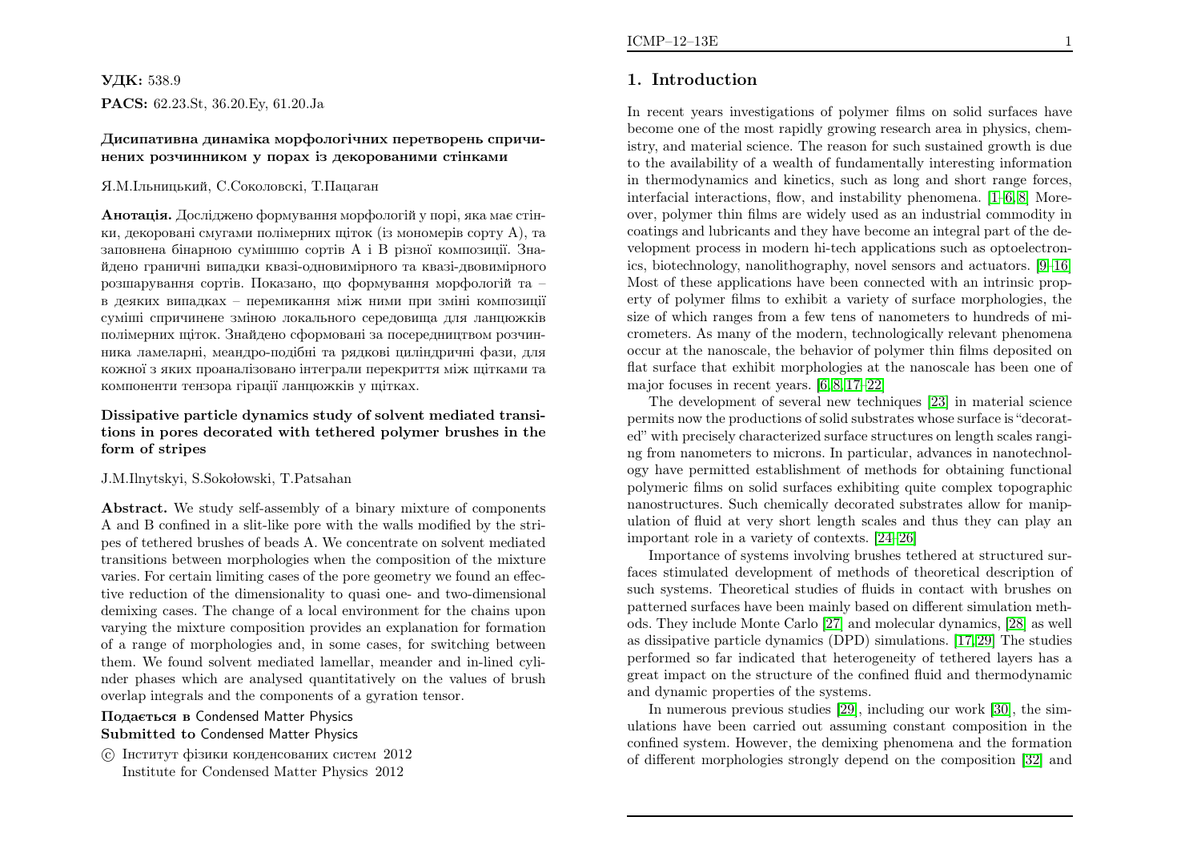**УДК:** 538.9

**PACS:** 62.23.St, 36.20.Ey, 61.20.Ja

**Дисипативна динаміка морфологічних перетворень спричинених розчинником у порах із декорованими стінками**

Я.М.Ільницький, С.Соколовскі, Т.Пацаган

**Анотація.** Досліджено формування морфологій у порі, яка має стінки, декоровані смугами полімерних щіток (із мономерів сорту A), та заповнена бінарною сумішшю сортів A і B різної композиції. Знайдено граничні випадки квазі-одновимірного та квазі-двовимірного розшарування сортів. Показано, що формування морфологій та – в деяких випадках – перемикання між ними при зміні композиції суміші спричинене зміною локального середовища для ланцюжків полімерних щіток. Знайдено сформовані за посередництвом розчинника ламеларні, меандро-подібні та рядкові циліндричні фази, для кожної з яких проаналізовано інтеграли перекриття між щітками та компоненти тензора гірації ланцюжків у щітках.

**Dissipative particle dynamics study of solvent mediated transitions in pores decorated with tethered polymer brushes in the form of stripes**

J.M.Ilnytskyi, S.Sokołowski, T.Patsahan

**Abstract.** We study self-assembly of a binary mixture of components A and B confined in a slit-like pore with the walls modified by the stripes of tethered brushes of beads A. We concentrate on solvent mediated transitions between morphologies when the composition of the mixture varies. For certain limiting cases of the pore geometry we found an effective reduction of the dimensionality to quasi one- and two-dimensional demixing cases. The change of a local environment for the chains upon varying the mixture composition provides an explanation for formation of a range of morphologies and, in some cases, for switching between them. We found solvent mediated lamellar, meander and in-lined cylinder phases which are analysed quantitatively on the values of brush overlap integrals and the components of a gyration tensor.

**Подається в** Condensed Matter Physics
**Submitted to** Condensed Matter Physics

© Інститут фізики конденсованих систем 2012
Institute for Condensed Matter Physics 2012

## 1. Introduction

In recent years investigations of polymer films on solid surfaces have become one of the most rapidly growing research area in physics, chemistry, and material science. The reason for such sustained growth is due to the availability of a wealth of fundamentally interesting information in thermodynamics and kinetics, such as long and short range forces, interfacial interactions, flow, and instability phenomena. [1–6, 8] Moreover, polymer thin films are widely used as an industrial commodity in coatings and lubricants and they have become an integral part of the development process in modern hi-tech applications such as optoelectronics, biotechnology, nanolithography, novel sensors and actuators. [9–16] Most of these applications have been connected with an intrinsic property of polymer films to exhibit a variety of surface morphologies, the size of which ranges from a few tens of nanometers to hundreds of micrometers. As many of the modern, technologically relevant phenomena occur at the nanoscale, the behavior of polymer thin films deposited on flat surface that exhibit morphologies at the nanoscale has been one of major focuses in recent years. [6, 8, 17–22]

The development of several new techniques [23] in material science permits now the productions of solid substrates whose surface is "decorated" with precisely characterized surface structures on length scales ranging from nanometers to microns. In particular, advances in nanotechnology have permitted establishment of methods for obtaining functional polymeric films on solid surfaces exhibiting quite complex topographic nanostructures. Such chemically decorated substrates allow for manipulation of fluid at very short length scales and thus they can play an important role in a variety of contexts. [24–26]

Importance of systems involving brushes tethered at structured surfaces stimulated development of methods of theoretical description of such systems. Theoretical studies of fluids in contact with brushes on patterned surfaces have been mainly based on different simulation methods. They include Monte Carlo [27] and molecular dynamics, [28] as well as dissipative particle dynamics (DPD) simulations. [17, 29] The studies performed so far indicated that heterogeneity of tethered layers has a great impact on the structure of the confined fluid and thermodynamic and dynamic properties of the systems.

In numerous previous studies [29], including our work [30], the simulations have been carried out assuming constant composition in the confined system. However, the demixing phenomena and the formation of different morphologies strongly depend on the composition [32] and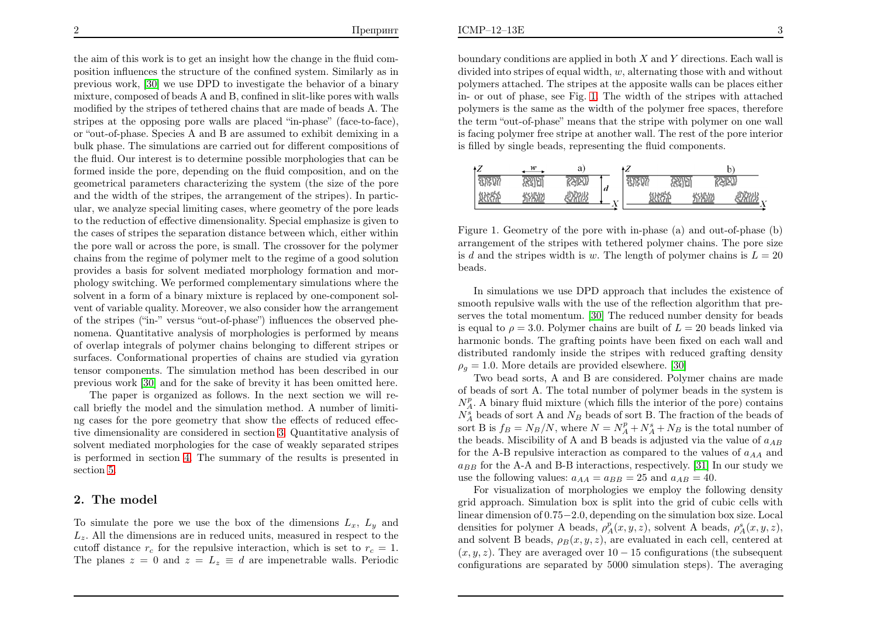the aim of this work is to get an insight how the change in the fluid composition influences the structure of the confined system. Similarly as in previous work, [30] we use DPD to investigate the behavior of a binary mixture, composed of beads A and B, confined in slit-like pores with walls modified by the stripes of tethered chains that are made of beads A. The stripes at the opposing pore walls are placed "in-phase" (face-to-face), or "out-of-phase. Species A and B are assumed to exhibit demixing in a bulk phase. The simulations are carried out for different compositions of the fluid. Our interest is to determine possible morphologies that can be formed inside the pore, depending on the fluid composition, and on the geometrical parameters characterizing the system (the size of the pore and the width of the stripes, the arrangement of the stripes). In particular, we analyze special limiting cases, where geometry of the pore leads to the reduction of effective dimensionality. Special emphasize is given to the cases of stripes the separation distance between which, either within the pore wall or across the pore, is small. The crossover for the polymer chains from the regime of polymer melt to the regime of a good solution provides a basis for solvent mediated morphology formation and morphology switching. We performed complementary simulations where the solvent in a form of a binary mixture is replaced by one-component solvent of variable quality. Moreover, we also consider how the arrangement of the stripes ("in-" versus "out-of-phase") influences the observed phenomena. Quantitative analysis of morphologies is performed by means of overlap integrals of polymer chains belonging to different stripes or surfaces. Conformational properties of chains are studied via gyration tensor components. The simulation method has been described in our previous work [30] and for the sake of brevity it has been omitted here.

The paper is organized as follows. In the next section we will recall briefly the model and the simulation method. A number of limiting cases for the pore geometry that show the effects of reduced effective dimensionality are considered in section 3. Quantitative analysis of solvent mediated morphologies for the case of weakly separated stripes is performed in section 4. The summary of the results is presented in section 5.

## 2. The model

To simulate the pore we use the box of the dimensions $L_x$, $L_y$ and $L_z$. All the dimensions are in reduced units, measured in respect to the cutoff distance $r_c$ for the repulsive interaction, which is set to $r_c = 1$. The planes $z = 0$ and $z = L_z \equiv d$ are impenetrable walls. Periodic boundary conditions are applied in both $X$ and $Y$ directions. Each wall is divided into stripes of equal width, $w$, alternating those with and without polymers attached. The stripes at the apposite walls can be places either in- or out of phase, see Fig. 1. The width of the stripes with attached polymers is the same as the width of the polymer free spaces, therefore the term "out-of-phase" means that the stripe with polymer on one wall is facing polymer free stripe at another wall. The rest of the pore interior is filled by single beads, representing the fluid components.

Figure 1. Geometry of the pore with in-phase (a) and out-of-phase (b) arrangement of the stripes with tethered polymer chains. The pore size is $d$ and the stripes width is $w$. The length of polymer chains is $L = 20$ beads.

In simulations we use DPD approach that includes the existence of smooth repulsive walls with the use of the reflection algorithm that preserves the total momentum. [30] The reduced number density for beads is equal to $\rho = 3.0$. Polymer chains are built of $L = 20$ beads linked via harmonic bonds. The grafting points have been fixed on each wall and distributed randomly inside the stripes with reduced grafting density $\rho_g = 1.0$. More details are provided elsewhere. [30]

Two bead sorts, A and B are considered. Polymer chains are made of beads of sort A. The total number of polymer beads in the system is $N_A^p$. A binary fluid mixture (which fills the interior of the pore) contains $N_A^s$ beads of sort A and $N_B$ beads of sort B. The fraction of the beads of sort B is $f_B = N_B/N$, where $N = N_A^p + N_A^s + N_B$ is the total number of the beads. Miscibility of A and B beads is adjusted via the value of $a_{AB}$ for the A-B repulsive interaction as compared to the values of $a_{AA}$ and $a_{BB}$ for the A-A and B-B interactions, respectively. [31] In our study we use the following values: $a_{AA} = a_{BB} = 25$ and $a_{AB} = 40$.

For visualization of morphologies we employ the following density grid approach. Simulation box is split into the grid of cubic cells with linear dimension of 0.75−2.0, depending on the simulation box size. Local densities for polymer A beads, $\rho_A^p(x, y, z)$, solvent A beads, $\rho_A^s(x, y, z)$, and solvent B beads, $\rho_B(x, y, z)$, are evaluated in each cell, centered at $(x, y, z)$. They are averaged over 10 − 15 configurations (the subsequent configurations are separated by 5000 simulation steps). The averaging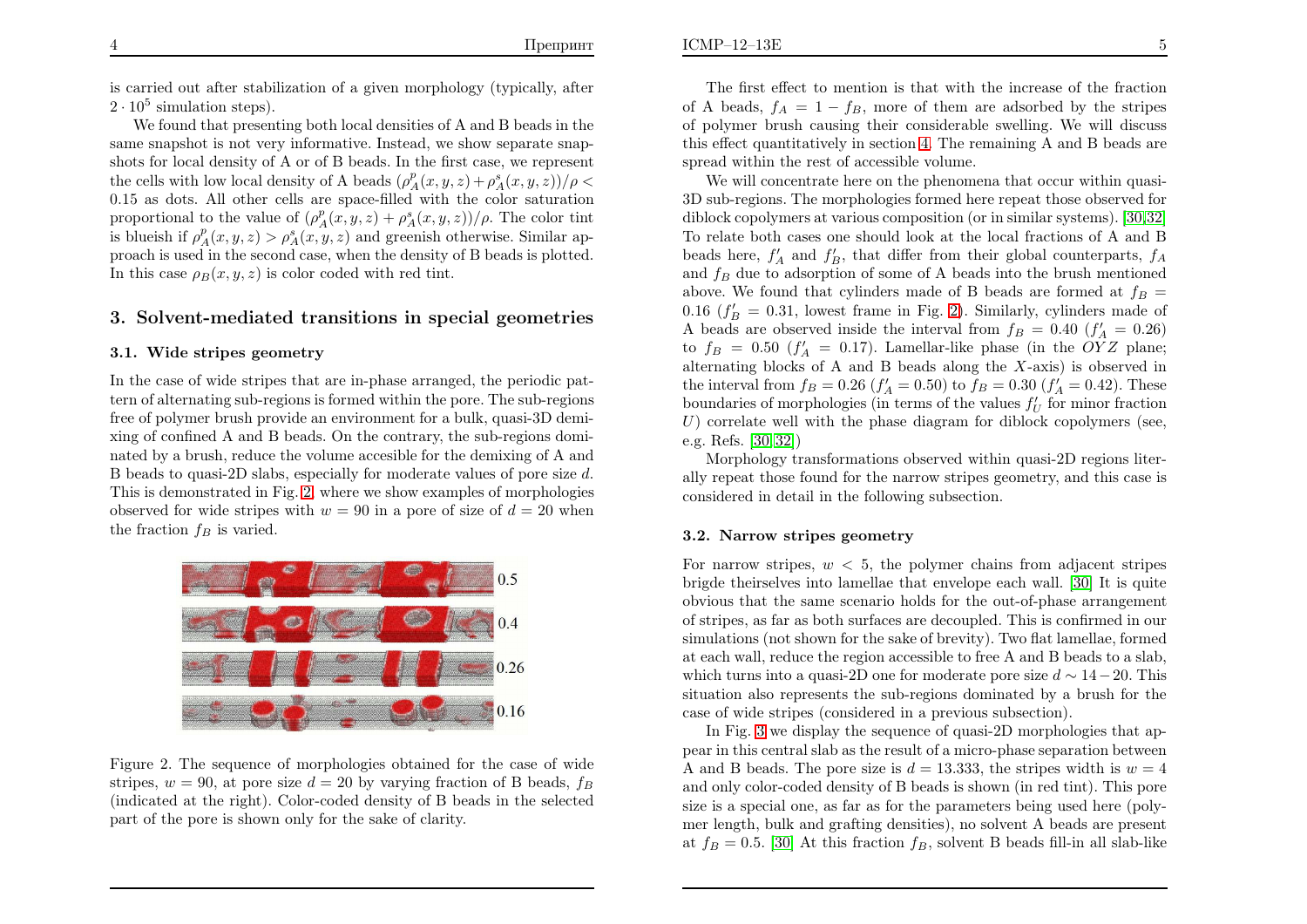is carried out after stabilization of a given morphology (typically, after $2 \cdot 10^5$ simulation steps).

We found that presenting both local densities of A and B beads in the same snapshot is not very informative. Instead, we show separate snapshots for local density of A or of B beads. In the first case, we represent the cells with low local density of A beads $(\rho^p_A(x,y,z)+\rho^s_A(x,y,z))/\rho < 0.15$ as dots. All other cells are space-filled with the color saturation proportional to the value of $(\rho^p_A(x,y,z)+\rho^s_A(x,y,z))/\rho$. The color tint is blueish if $\rho^p_A(x,y,z) > \rho^s_A(x,y,z)$ and greenish otherwise. Similar approach is used in the second case, when the density of B beads is plotted. In this case $\rho_B(x,y,z)$ is color coded with red tint.

## 3. Solvent-mediated transitions in special geometries

### 3.1. Wide stripes geometry

In the case of wide stripes that are in-phase arranged, the periodic pattern of alternating sub-regions is formed within the pore. The sub-regions free of polymer brush provide an environment for a bulk, quasi-3D demixing of confined A and B beads. On the contrary, the sub-regions dominated by a brush, reduce the volume accesible for the demixing of A and B beads to quasi-2D slabs, especially for moderate values of pore size $d$. This is demonstrated in Fig. 2, where we show examples of morphologies observed for wide stripes with $w = 90$ in a pore of size of $d = 20$ when the fraction $f_B$ is varied.

Figure 2. The sequence of morphologies obtained for the case of wide stripes, $w = 90$, at pore size $d = 20$ by varying fraction of B beads, $f_B$ (indicated at the right). Color-coded density of B beads in the selected part of the pore is shown only for the sake of clarity.

The first effect to mention is that with the increase of the fraction of A beads, $f_A = 1 - f_B$, more of them are adsorbed by the stripes of polymer brush causing their considerable swelling. We will discuss this effect quantitatively in section 4. The remaining A and B beads are spread within the rest of accessible volume.

We will concentrate here on the phenomena that occur within quasi-3D sub-regions. The morphologies formed here repeat those observed for diblock copolymers at various composition (or in similar systems). [30,32] To relate both cases one should look at the local fractions of A and B beads here, $f'_A$ and $f'_B$, that differ from their global counterparts, $f_A$ and $f_B$ due to adsorption of some of A beads into the brush mentioned above. We found that cylinders made of B beads are formed at $f_B = 0.16$ ($f'_B = 0.31$, lowest frame in Fig. 2). Similarly, cylinders made of A beads are observed inside the interval from $f_B = 0.40$ ($f'_A = 0.26$) to $f_B = 0.50$ ($f'_A = 0.17$). Lamellar-like phase (in the $OYZ$ plane; alternating blocks of A and B beads along the $X$-axis) is observed in the interval from $f_B = 0.26$ ($f'_A = 0.50$) to $f_B = 0.30$ ($f'_A = 0.42$). These boundaries of morphologies (in terms of the values $f'_U$ for minor fraction $U$) correlate well with the phase diagram for diblock copolymers (see, e.g. Refs. [30,32])

Morphology transformations observed within quasi-2D regions literally repeat those found for the narrow stripes geometry, and this case is considered in detail in the following subsection.

### 3.2. Narrow stripes geometry

For narrow stripes, $w < 5$, the polymer chains from adjacent stripes brigde theirselves into lamellae that envelope each wall. [30] It is quite obvious that the same scenario holds for the out-of-phase arrangement of stripes, as far as both surfaces are decoupled. This is confirmed in our simulations (not shown for the sake of brevity). Two flat lamellae, formed at each wall, reduce the region accessible to free A and B beads to a slab, which turns into a quasi-2D one for moderate pore size $d \sim 14-20$. This situation also represents the sub-regions dominated by a brush for the case of wide stripes (considered in a previous subsection).

In Fig. 3 we display the sequence of quasi-2D morphologies that appear in this central slab as the result of a micro-phase separation between A and B beads. The pore size is $d = 13.333$, the stripes width is $w = 4$ and only color-coded density of B beads is shown (in red tint). This pore size is a special one, as far as for the parameters being used here (polymer length, bulk and grafting densities), no solvent A beads are present at $f_B = 0.5$. [30] At this fraction $f_B$, solvent B beads fill-in all slab-like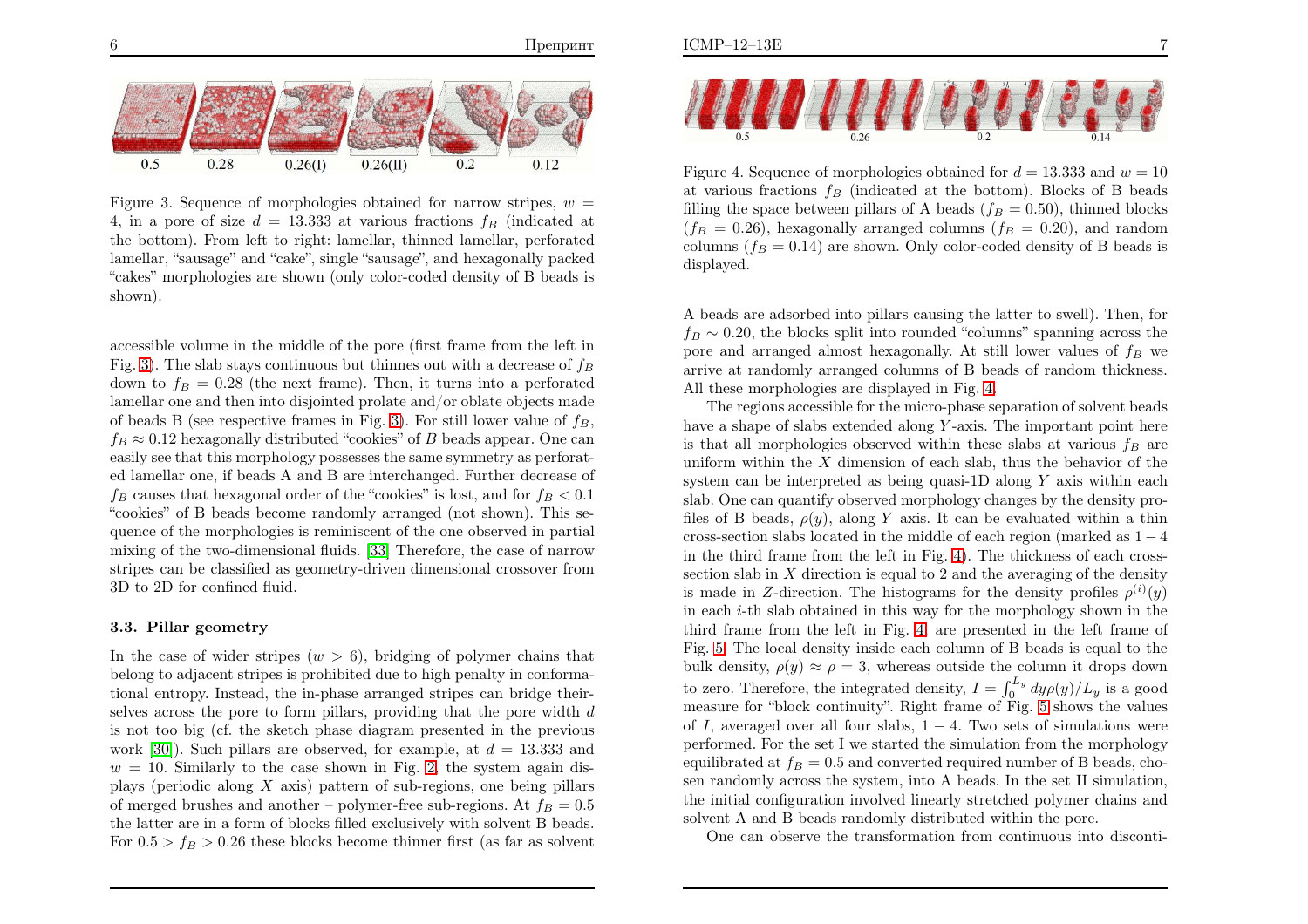Figure 3. Sequence of morphologies obtained for narrow stripes, $w = 4$, in a pore of size $d = 13.333$ at various fractions $f_B$ (indicated at the bottom). From left to right: lamellar, thinned lamellar, perforated lamellar, "sausage" and "cake", single "sausage", and hexagonally packed "cakes" morphologies are shown (only color-coded density of B beads is shown).

accessible volume in the middle of the pore (first frame from the left in Fig. 3). The slab stays continuous but thinnes out with a decrease of $f_B$ down to $f_B = 0.28$ (the next frame). Then, it turns into a perforated lamellar one and then into disjointed prolate and/or oblate objects made of beads B (see respective frames in Fig. 3). For still lower value of $f_B$, $f_B \approx 0.12$ hexagonally distributed "cookies" of $B$ beads appear. One can easily see that this morphology possesses the same symmetry as perforated lamellar one, if beads A and B are interchanged. Further decrease of $f_B$ causes that hexagonal order of the "cookies" is lost, and for $f_B < 0.1$ "cookies" of B beads become randomly arranged (not shown). This sequence of the morphologies is reminiscent of the one observed in partial mixing of the two-dimensional fluids. [33] Therefore, the case of narrow stripes can be classified as geometry-driven dimensional crossover from 3D to 2D for confined fluid.

### 3.3. Pillar geometry

In the case of wider stripes ($w > 6$), bridging of polymer chains that belong to adjacent stripes is prohibited due to high penalty in conformational entropy. Instead, the in-phase arranged stripes can bridge theirselves across the pore to form pillars, providing that the pore width $d$ is not too big (cf. the sketch phase diagram presented in the previous work [30]). Such pillars are observed, for example, at $d = 13.333$ and $w = 10$. Similarly to the case shown in Fig. 2, the system again displays (periodic along $X$ axis) pattern of sub-regions, one being pillars of merged brushes and another – polymer-free sub-regions. At $f_B = 0.5$ the latter are in a form of blocks filled exclusively with solvent B beads. For $0.5 > f_B > 0.26$ these blocks become thinner first (as far as solvent A beads are adsorbed into pillars causing the latter to swell). Then, for $f_B \sim 0.20$, the blocks split into rounded "columns" spanning across the pore and arranged almost hexagonally. At still lower values of $f_B$ we arrive at randomly arranged columns of B beads of random thickness. All these morphologies are displayed in Fig. 4.

Figure 4. Sequence of morphologies obtained for $d = 13.333$ and $w = 10$ at various fractions $f_B$ (indicated at the bottom). Blocks of B beads filling the space between pillars of A beads ($f_B = 0.50$), thinned blocks ($f_B = 0.26$), hexagonally arranged columns ($f_B = 0.20$), and random columns ($f_B = 0.14$) are shown. Only color-coded density of B beads is displayed.

The regions accessible for the micro-phase separation of solvent beads have a shape of slabs extended along $Y$-axis. The important point here is that all morphologies observed within these slabs at various $f_B$ are uniform within the $X$ dimension of each slab, thus the behavior of the system can be interpreted as being quasi-1D along $Y$ axis within each slab. One can quantify observed morphology changes by the density profiles of B beads, $\rho(y)$, along $Y$ axis. It can be evaluated within a thin cross-section slabs located in the middle of each region (marked as $1-4$ in the third frame from the left in Fig. 4). The thickness of each cross-section slab in $X$ direction is equal to 2 and the averaging of the density is made in $Z$-direction. The histograms for the density profiles $\rho^{(i)}(y)$ in each $i$-th slab obtained in this way for the morphology shown in the third frame from the left in Fig. 4 are presented in the left frame of Fig. 5. The local density inside each column of B beads is equal to the bulk density, $\rho(y) \approx \rho = 3$, whereas outside the column it drops down to zero. Therefore, the integrated density, $I = \int_0^{L_y} dy \rho(y)/L_y$ is a good measure for "block continuity". Right frame of Fig. 5 shows the values of $I$, averaged over all four slabs, $1-4$. Two sets of simulations were performed. For the set I we started the simulation from the morphology equilibrated at $f_B = 0.5$ and converted required number of B beads, chosen randomly across the system, into A beads. In the set II simulation, the initial configuration involved linearly stretched polymer chains and solvent A and B beads randomly distributed within the pore.

One can observe the transformation from continuous into disconti-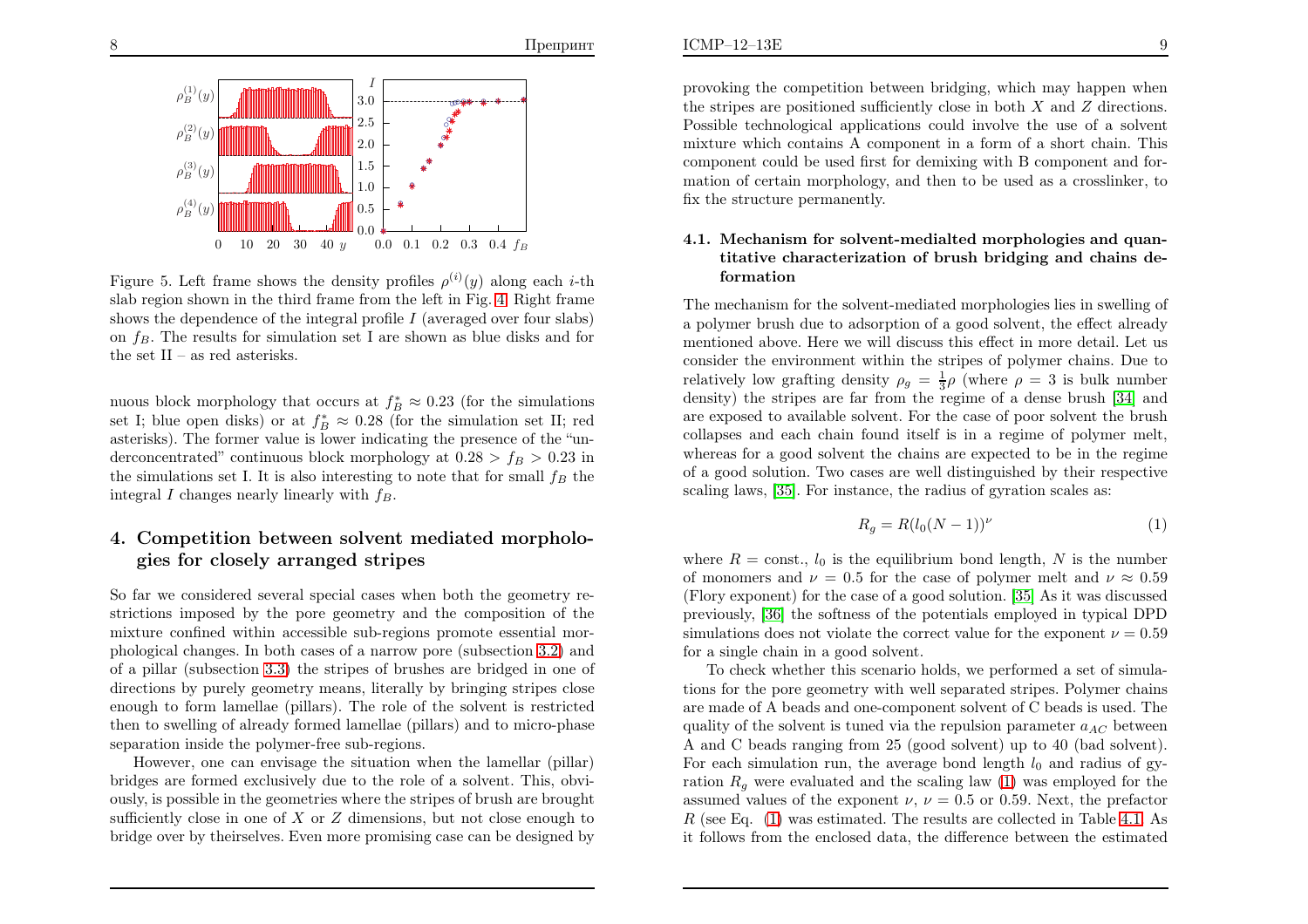Figure 5. Left frame shows the density profiles $\rho^{(i)}(y)$ along each $i$-th slab region shown in the third frame from the left in Fig. 4. Right frame shows the dependence of the integral profile $I$ (averaged over four slabs) on $f_B$. The results for simulation set I are shown as blue disks and for the set II – as red asterisks.

nuous block morphology that occurs at $f_B^* \approx 0.23$ (for the simulations set I; blue open disks) or at $f_B^* \approx 0.28$ (for the simulation set II; red asterisks). The former value is lower indicating the presence of the "underconcentrated" continuous block morphology at $0.28 > f_B > 0.23$ in the simulations set I. It is also interesting to note that for small $f_B$ the integral $I$ changes nearly linearly with $f_B$.

# 4. Competition between solvent mediated morphologies for closely arranged stripes

So far we considered several special cases when both the geometry restrictions imposed by the pore geometry and the composition of the mixture confined within accessible sub-regions promote essential morphological changes. In both cases of a narrow pore (subsection 3.2) and of a pillar (subsection 3.3) the stripes of brushes are bridged in one of directions by purely geometry means, literally by bringing stripes close enough to form lamellae (pillars). The role of the solvent is restricted then to swelling of already formed lamellae (pillars) and to micro-phase separation inside the polymer-free sub-regions.

However, one can envisage the situation when the lamellar (pillar) bridges are formed exclusively due to the role of a solvent. This, obviously, is possible in the geometries where the stripes of brush are brought sufficiently close in one of $X$ or $Z$ dimensions, but not close enough to bridge over by theirselves. Even more promising case can be designed by provoking the competition between bridging, which may happen when the stripes are positioned sufficiently close in both $X$ and $Z$ directions. Possible technological applications could involve the use of a solvent mixture which contains A component in a form of a short chain. This component could be used first for demixing with B component and formation of certain morphology, and then to be used as a crosslinker, to fix the structure permanently.

## 4.1. Mechanism for solvent-medialted morphologies and quantitative characterization of brush bridging and chains deformation

The mechanism for the solvent-mediated morphologies lies in swelling of a polymer brush due to adsorption of a good solvent, the effect already mentioned above. Here we will discuss this effect in more detail. Let us consider the environment within the stripes of polymer chains. Due to relatively low grafting density $\rho_g = \frac{1}{3}\rho$ (where $\rho = 3$ is bulk number density) the stripes are far from the regime of a dense brush [34] and are exposed to available solvent. For the case of poor solvent the brush collapses and each chain found itself is in a regime of polymer melt, whereas for a good solvent the chains are expected to be in the regime of a good solution. Two cases are well distinguished by their respective scaling laws, [35]. For instance, the radius of gyration scales as:

$$R_g = R(l_0(N-1))^{\nu} \tag{1}$$

where $R = \text{const.}$, $l_0$ is the equilibrium bond length, $N$ is the number of monomers and $\nu = 0.5$ for the case of polymer melt and $\nu \approx 0.59$ (Flory exponent) for the case of a good solution. [35] As it was discussed previously, [36] the softness of the potentials employed in typical DPD simulations does not violate the correct value for the exponent $\nu = 0.59$ for a single chain in a good solvent.

To check whether this scenario holds, we performed a set of simulations for the pore geometry with well separated stripes. Polymer chains are made of A beads and one-component solvent of C beads is used. The quality of the solvent is tuned via the repulsion parameter $a_{AC}$ between A and C beads ranging from 25 (good solvent) up to 40 (bad solvent). For each simulation run, the average bond length $l_0$ and radius of gyration $R_g$ were evaluated and the scaling law (1) was employed for the assumed values of the exponent $\nu$, $\nu = 0.5$ or 0.59. Next, the prefactor $R$ (see Eq. (1) was estimated. The results are collected in Table 4.1. As it follows from the enclosed data, the difference between the estimated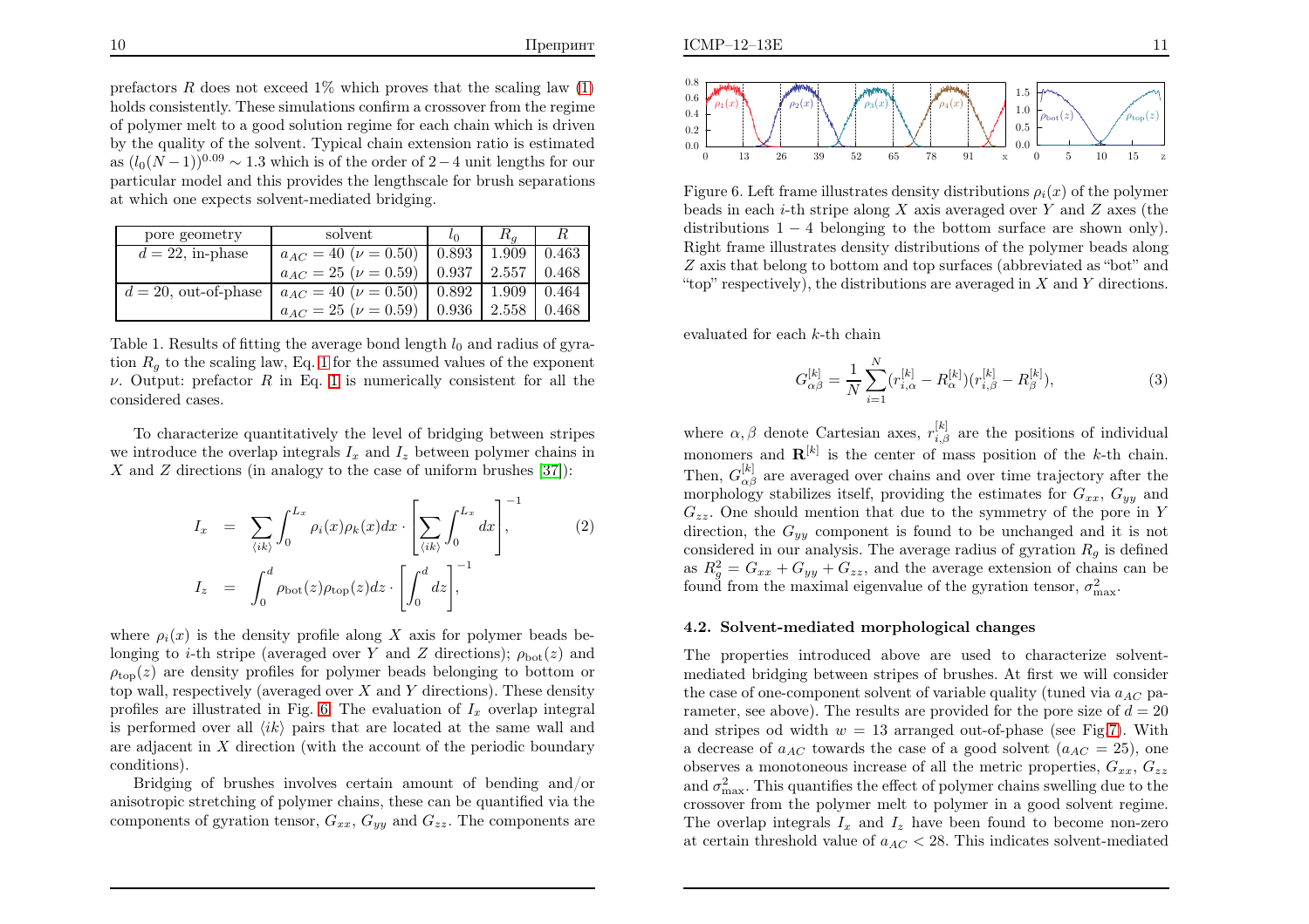prefactors $R$ does not exceed 1% which proves that the scaling law (1) holds consistently. These simulations confirm a crossover from the regime of polymer melt to a good solution regime for each chain which is driven by the quality of the solvent. Typical chain extension ratio is estimated as $(l_0(N-1))^{0.09} \sim 1.3$ which is of the order of $2-4$ unit lengths for our particular model and this provides the lengthscale for brush separations at which one expects solvent-mediated bridging.

| pore geometry | solvent | $l_0$ | $R_g$ | $R$ |
|---|---|---|---|---|
| $d = 22$, in-phase | $a_{AC} = 40$ ($\nu = 0.50$) | 0.893 | 1.909 | 0.463 |
| | $a_{AC} = 25$ ($\nu = 0.59$) | 0.937 | 2.557 | 0.468 |
| $d = 20$, out-of-phase | $a_{AC} = 40$ ($\nu = 0.50$) | 0.892 | 1.909 | 0.464 |
| | $a_{AC} = 25$ ($\nu = 0.59$) | 0.936 | 2.558 | 0.468 |

Table 1. Results of fitting the average bond length $l_0$ and radius of gyration $R_g$ to the scaling law, Eq. 1 for the assumed values of the exponent $\nu$. Output: prefactor $R$ in Eq. 1 is numerically consistent for all the considered cases.

To characterize quantitatively the level of bridging between stripes we introduce the overlap integrals $I_x$ and $I_z$ between polymer chains in $X$ and $Z$ directions (in analogy to the case of uniform brushes [37]):

$$
\begin{aligned}
I_x &= \sum_{\langle ik \rangle} \int_0^{L_x} \rho_i(x)\rho_k(x)dx \cdot \left[\sum_{\langle ik \rangle} \int_0^{L_x} dx\right]^{-1}, \\
I_z &= \int_0^d \rho_{\mathrm{bot}}(z)\rho_{\mathrm{top}}(z)dz \cdot \left[\int_0^d dz\right]^{-1},
\end{aligned} \tag{2}
$$

where $\rho_i(x)$ is the density profile along $X$ axis for polymer beads belonging to $i$-th stripe (averaged over $Y$ and $Z$ directions); $\rho_{\mathrm{bot}}(z)$ and $\rho_{\mathrm{top}}(z)$ are density profiles for polymer beads belonging to bottom or top wall, respectively (averaged over $X$ and $Y$ directions). These density profiles are illustrated in Fig. 6. The evaluation of $I_x$ overlap integral is performed over all $\langle ik \rangle$ pairs that are located at the same wall and are adjacent in $X$ direction (with the account of the periodic boundary conditions).

Bridging of brushes involves certain amount of bending and/or anisotropic stretching of polymer chains, these can be quantified via the components of gyration tensor, $G_{xx}$, $G_{yy}$ and $G_{zz}$. The components are evaluated for each $k$-th chain

$$
G^{[k]}_{\alpha\beta} = \frac{1}{N}\sum_{i=1}^{N}(r^{[k]}_{i,\alpha} - R^{[k]}_{\alpha})(r^{[k]}_{i,\beta} - R^{[k]}_{\beta}), \tag{3}
$$

where $\alpha, \beta$ denote Cartesian axes, $r^{[k]}_{i,\beta}$ are the positions of individual monomers and $\mathbf{R}^{[k]}$ is the center of mass position of the $k$-th chain. Then, $G^{[k]}_{\alpha\beta}$ are averaged over chains and over time trajectory after the morphology stabilizes itself, providing the estimates for $G_{xx}$, $G_{yy}$ and $G_{zz}$. One should mention that due to the symmetry of the pore in $Y$ direction, the $G_{yy}$ component is found to be unchanged and it is not considered in our analysis. The average radius of gyration $R_g$ is defined as $R_g^2 = G_{xx} + G_{yy} + G_{zz}$, and the average extension of chains can be found from the maximal eigenvalue of the gyration tensor, $\sigma^2_{\max}$.

Figure 6. Left frame illustrates density distributions $\rho_i(x)$ of the polymer beads in each $i$-th stripe along $X$ axis averaged over $Y$ and $Z$ axes (the distributions $1-4$ belonging to the bottom surface are shown only). Right frame illustrates density distributions of the polymer beads along $Z$ axis that belong to bottom and top surfaces (abbreviated as "bot" and "top" respectively), the distributions are averaged in $X$ and $Y$ directions.

### 4.2. Solvent-mediated morphological changes

The properties introduced above are used to characterize solvent-mediated bridging between stripes of brushes. At first we will consider the case of one-component solvent of variable quality (tuned via $a_{AC}$ parameter, see above). The results are provided for the pore size of $d = 20$ and stripes od width $w = 13$ arranged out-of-phase (see Fig.7). With a decrease of $a_{AC}$ towards the case of a good solvent ($a_{AC} = 25$), one observes a monotoneous increase of all the metric properties, $G_{xx}$, $G_{zz}$ and $\sigma^2_{\max}$. This quantifies the effect of polymer chains swelling due to the crossover from the polymer melt to polymer in a good solvent regime. The overlap integrals $I_x$ and $I_z$ have been found to become non-zero at certain threshold value of $a_{AC} < 28$. This indicates solvent-mediated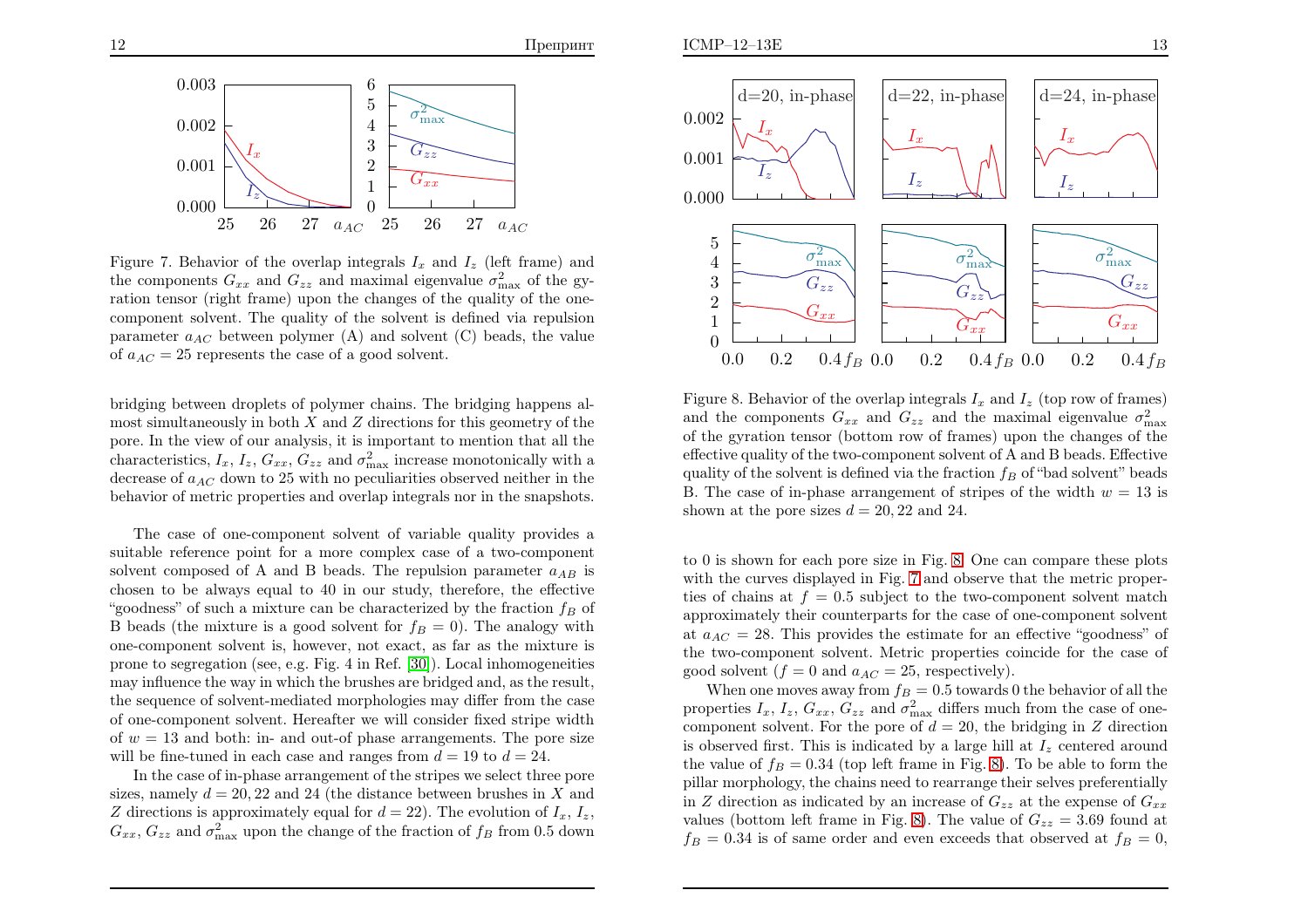Figure 7. Behavior of the overlap integrals $I_x$ and $I_z$ (left frame) and the components $G_{xx}$ and $G_{zz}$ and maximal eigenvalue $\sigma^2_{\max}$ of the gyration tensor (right frame) upon the changes of the quality of the one-component solvent. The quality of the solvent is defined via repulsion parameter $a_{AC}$ between polymer (A) and solvent (C) beads, the value of $a_{AC} = 25$ represents the case of a good solvent.

bridging between droplets of polymer chains. The bridging happens almost simultaneously in both $X$ and $Z$ directions for this geometry of the pore. In the view of our analysis, it is important to mention that all the characteristics, $I_x$, $I_z$, $G_{xx}$, $G_{zz}$ and $\sigma^2_{\max}$ increase monotonically with a decrease of $a_{AC}$ down to 25 with no peculiarities observed neither in the behavior of metric properties and overlap integrals nor in the snapshots.

The case of one-component solvent of variable quality provides a suitable reference point for a more complex case of a two-component solvent composed of A and B beads. The repulsion parameter $a_{AB}$ is chosen to be always equal to 40 in our study, therefore, the effective "goodness" of such a mixture can be characterized by the fraction $f_B$ of B beads (the mixture is a good solvent for $f_B = 0$). The analogy with one-component solvent is, however, not exact, as far as the mixture is prone to segregation (see, e.g. Fig. 4 in Ref. [30]). Local inhomogeneities may influence the way in which the brushes are bridged and, as the result, the sequence of solvent-mediated morphologies may differ from the case of one-component solvent. Hereafter we will consider fixed stripe width of $w = 13$ and both: in- and out-of phase arrangements. The pore size will be fine-tuned in each case and ranges from $d = 19$ to $d = 24$.

In the case of in-phase arrangement of the stripes we select three pore sizes, namely $d = 20, 22$ and 24 (the distance between brushes in $X$ and $Z$ directions is approximately equal for $d = 22$). The evolution of $I_x$, $I_z$, $G_{xx}$, $G_{zz}$ and $\sigma^2_{\max}$ upon the change of the fraction of $f_B$ from 0.5 down to 0 is shown for each pore size in Fig. 8. One can compare these plots with the curves displayed in Fig. 7 and observe that the metric properties of chains at $f = 0.5$ subject to the two-component solvent match approximately their counterparts for the case of one-component solvent at $a_{AC} = 28$. This provides the estimate for an effective "goodness" of the two-component solvent. Metric properties coincide for the case of good solvent ($f = 0$ and $a_{AC} = 25$, respectively).

Figure 8. Behavior of the overlap integrals $I_x$ and $I_z$ (top row of frames) and the components $G_{xx}$ and $G_{zz}$ and the maximal eigenvalue $\sigma^2_{\max}$ of the gyration tensor (bottom row of frames) upon the changes of the effective quality of the two-component solvent of A and B beads. Effective quality of the solvent is defined via the fraction $f_B$ of "bad solvent" beads B. The case of in-phase arrangement of stripes of the width $w = 13$ is shown at the pore sizes $d = 20, 22$ and 24.

When one moves away from $f_B = 0.5$ towards 0 the behavior of all the properties $I_x$, $I_z$, $G_{xx}$, $G_{zz}$ and $\sigma^2_{\max}$ differs much from the case of one-component solvent. For the pore of $d = 20$, the bridging in $Z$ direction is observed first. This is indicated by a large hill at $I_z$ centered around the value of $f_B = 0.34$ (top left frame in Fig. 8). To be able to form the pillar morphology, the chains need to rearrange their selves preferentially in $Z$ direction as indicated by an increase of $G_{zz}$ at the expense of $G_{xx}$ values (bottom left frame in Fig. 8). The value of $G_{zz} = 3.69$ found at $f_B = 0.34$ is of same order and even exceeds that observed at $f_B = 0$,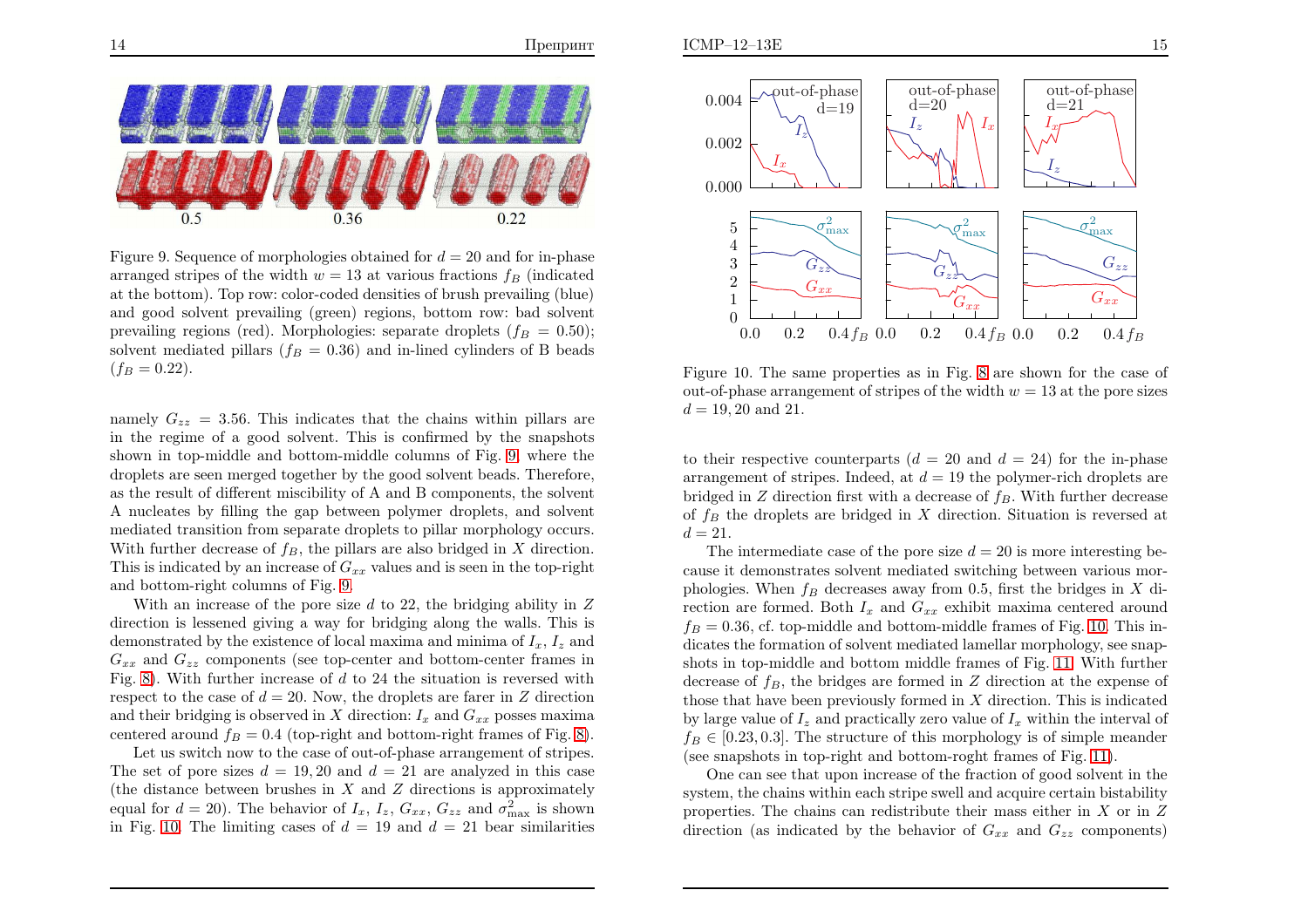Figure 9. Sequence of morphologies obtained for $d = 20$ and for in-phase arranged stripes of the width $w = 13$ at various fractions $f_B$ (indicated at the bottom). Top row: color-coded densities of brush prevailing (blue) and good solvent prevailing (green) regions, bottom row: bad solvent prevailing regions (red). Morphologies: separate droplets ($f_B = 0.50$); solvent mediated pillars ($f_B = 0.36$) and in-lined cylinders of B beads ($f_B = 0.22$).

namely $G_{zz} = 3.56$. This indicates that the chains within pillars are in the regime of a good solvent. This is confirmed by the snapshots shown in top-middle and bottom-middle columns of Fig. 9, where the droplets are seen merged together by the good solvent beads. Therefore, as the result of different miscibility of A and B components, the solvent A nucleates by filling the gap between polymer droplets, and solvent mediated transition from separate droplets to pillar morphology occurs. With further decrease of $f_B$, the pillars are also bridged in $X$ direction. This is indicated by an increase of $G_{xx}$ values and is seen in the top-right and bottom-right columns of Fig. 9.

With an increase of the pore size $d$ to 22, the bridging ability in $Z$ direction is lessened giving a way for bridging along the walls. This is demonstrated by the existence of local maxima and minima of $I_x$, $I_z$ and $G_{xx}$ and $G_{zz}$ components (see top-center and bottom-center frames in Fig. 8). With further increase of $d$ to 24 the situation is reversed with respect to the case of $d = 20$. Now, the droplets are farer in $Z$ direction and their bridging is observed in $X$ direction: $I_x$ and $G_{xx}$ posses maxima centered around $f_B = 0.4$ (top-right and bottom-right frames of Fig. 8).

Let us switch now to the case of out-of-phase arrangement of stripes. The set of pore sizes $d = 19, 20$ and $d = 21$ are analyzed in this case (the distance between brushes in $X$ and $Z$ directions is approximately equal for $d = 20$). The behavior of $I_x$, $I_z$, $G_{xx}$, $G_{zz}$ and $\sigma^2_{\max}$ is shown in Fig. 10. The limiting cases of $d = 19$ and $d = 21$ bear similarities

Figure 10. The same properties as in Fig. 8 are shown for the case of out-of-phase arrangement of stripes of the width $w = 13$ at the pore sizes $d = 19, 20$ and 21.

to their respective counterparts ($d = 20$ and $d = 24$) for the in-phase arrangement of stripes. Indeed, at $d = 19$ the polymer-rich droplets are bridged in $Z$ direction first with a decrease of $f_B$. With further decrease of $f_B$ the droplets are bridged in $X$ direction. Situation is reversed at $d = 21$.

The intermediate case of the pore size $d = 20$ is more interesting because it demonstrates solvent mediated switching between various morphologies. When $f_B$ decreases away from 0.5, first the bridges in $X$ direction are formed. Both $I_x$ and $G_{xx}$ exhibit maxima centered around $f_B = 0.36$, cf. top-middle and bottom-middle frames of Fig. 10. This indicates the formation of solvent mediated lamellar morphology, see snapshots in top-middle and bottom middle frames of Fig. 11. With further decrease of $f_B$, the bridges are formed in $Z$ direction at the expense of those that have been previously formed in $X$ direction. This is indicated by large value of $I_z$ and practically zero value of $I_x$ within the interval of $f_B \in [0.23, 0.3]$. The structure of this morphology is of simple meander (see snapshots in top-right and bottom-roght frames of Fig. 11).

One can see that upon increase of the fraction of good solvent in the system, the chains within each stripe swell and acquire certain bistability properties. The chains can redistribute their mass either in $X$ or in $Z$ direction (as indicated by the behavior of $G_{xx}$ and $G_{zz}$ components)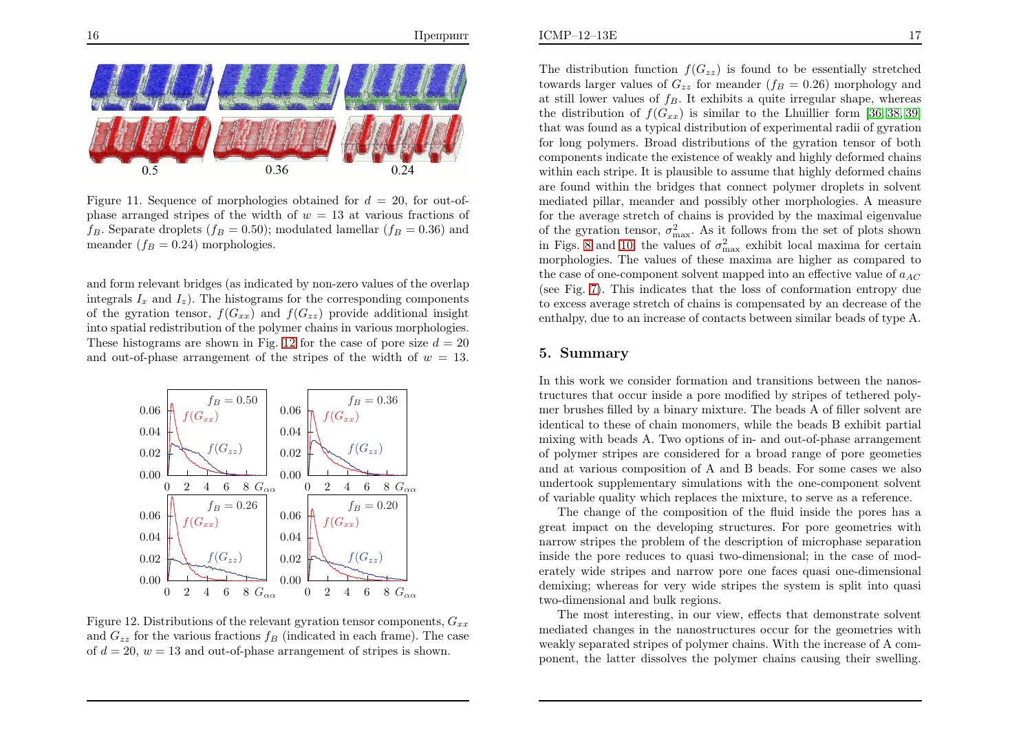Figure 11. Sequence of morphologies obtained for $d = 20$, for out-of-phase arranged stripes of the width of $w = 13$ at various fractions of $f_B$. Separate droplets ($f_B = 0.50$); modulated lamellar ($f_B = 0.36$) and meander ($f_B = 0.24$) morphologies.

and form relevant bridges (as indicated by non-zero values of the overlap integrals $I_x$ and $I_z$). The histograms for the corresponding components of the gyration tensor, $f(G_{xx})$ and $f(G_{zz})$ provide additional insight into spatial redistribution of the polymer chains in various morphologies. These histograms are shown in Fig. 12 for the case of pore size $d = 20$ and out-of-phase arrangement of the stripes of the width of $w = 13$.

Figure 12. Distributions of the relevant gyration tensor components, $G_{xx}$ and $G_{zz}$ for the various fractions $f_B$ (indicated in each frame). The case of $d = 20$, $w = 13$ and out-of-phase arrangement of stripes is shown.

The distribution function $f(G_{zz})$ is found to be essentially stretched towards larger values of $G_{zz}$ for meander ($f_B = 0.26$) morphology and at still lower values of $f_B$. It exhibits a quite irregular shape, whereas the distribution of $f(G_{xx})$ is similar to the Lhuillier form [36, 38, 39] that was found as a typical distribution of experimental radii of gyration for long polymers. Broad distributions of the gyration tensor of both components indicate the existence of weakly and highly deformed chains within each stripe. It is plausible to assume that highly deformed chains are found within the bridges that connect polymer droplets in solvent mediated pillar, meander and possibly other morphologies. A measure for the average stretch of chains is provided by the maximal eigenvalue of the gyration tensor, $\sigma^2_{\max}$. As it follows from the set of plots shown in Figs. 8 and 10, the values of $\sigma^2_{\max}$ exhibit local maxima for certain morphologies. The values of these maxima are higher as compared to the case of one-component solvent mapped into an effective value of $a_{AC}$ (see Fig. 7). This indicates that the loss of conformation entropy due to excess average stretch of chains is compensated by an decrease of the enthalpy, due to an increase of contacts between similar beads of type A.

## 5. Summary

In this work we consider formation and transitions between the nanostructures that occur inside a pore modified by stripes of tethered polymer brushes filled by a binary mixture. The beads A of filler solvent are identical to these of chain monomers, while the beads B exhibit partial mixing with beads A. Two options of in- and out-of-phase arrangement of polymer stripes are considered for a broad range of pore geometies and at various composition of A and B beads. For some cases we also undertook supplementary simulations with the one-component solvent of variable quality which replaces the mixture, to serve as a reference.

The change of the composition of the fluid inside the pores has a great impact on the developing structures. For pore geometries with narrow stripes the problem of the description of microphase separation inside the pore reduces to quasi two-dimensional; in the case of moderately wide stripes and narrow pore one faces quasi one-dimensional demixing; whereas for very wide stripes the system is split into quasi two-dimensional and bulk regions.

The most interesting, in our view, effects that demonstrate solvent mediated changes in the nanostructures occur for the geometries with weakly separated stripes of polymer chains. With the increase of A component, the latter dissolves the polymer chains causing their swelling.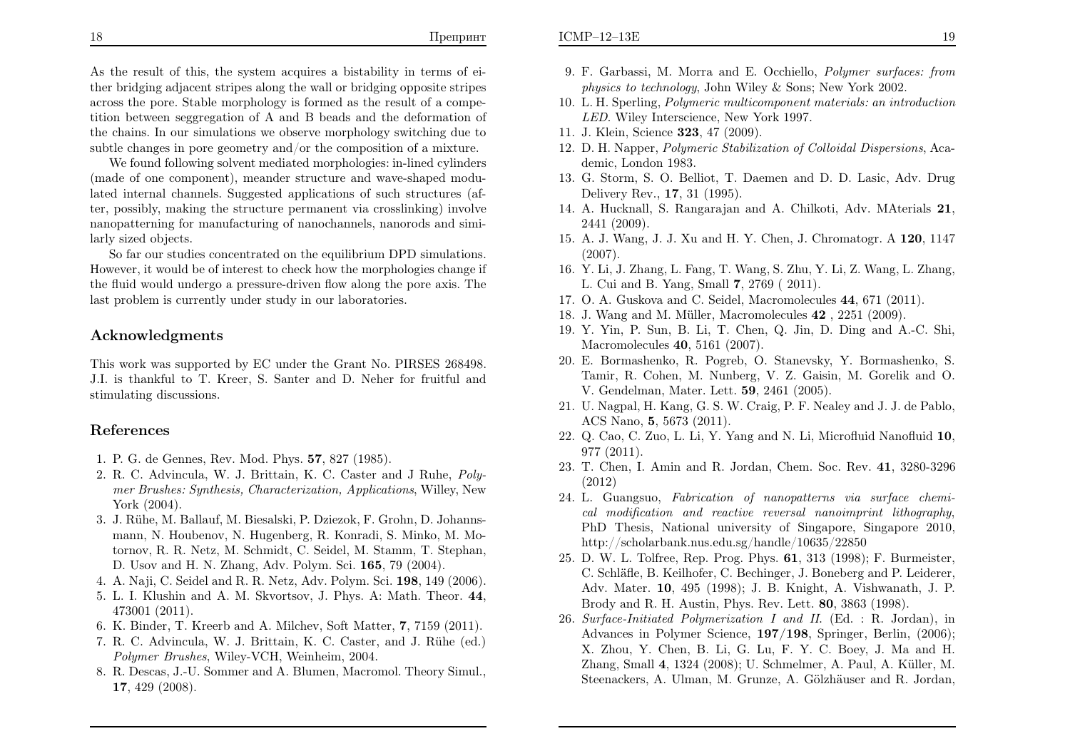As the result of this, the system acquires a bistability in terms of either bridging adjacent stripes along the wall or bridging opposite stripes across the pore. Stable morphology is formed as the result of a competition between seggregation of A and B beads and the deformation of the chains. In our simulations we observe morphology switching due to subtle changes in pore geometry and/or the composition of a mixture.

We found following solvent mediated morphologies: in-lined cylinders (made of one component), meander structure and wave-shaped modulated internal channels. Suggested applications of such structures (after, possibly, making the structure permanent via crosslinking) involve nanopatterning for manufacturing of nanochannels, nanorods and similarly sized objects.

So far our studies concentrated on the equilibrium DPD simulations. However, it would be of interest to check how the morphologies change if the fluid would undergo a pressure-driven flow along the pore axis. The last problem is currently under study in our laboratories.

## Acknowledgments

This work was supported by EC under the Grant No. PIRSES 268498. J.I. is thankful to T. Kreer, S. Santer and D. Neher for fruitful and stimulating discussions.

## References

1. P. G. de Gennes, Rev. Mod. Phys. **57**, 827 (1985).
2. R. C. Advincula, W. J. Brittain, K. C. Caster and J Ruhe, *Polymer Brushes: Synthesis, Characterization, Applications*, Willey, New York (2004).
3. J. Rühe, M. Ballauf, M. Biesalski, P. Dziezok, F. Grohn, D. Johannsmann, N. Houbenov, N. Hugenberg, R. Konradi, S. Minko, M. Motornov, R. R. Netz, M. Schmidt, C. Seidel, M. Stamm, T. Stephan, D. Usov and H. N. Zhang, Adv. Polym. Sci. **165**, 79 (2004).
4. A. Naji, C. Seidel and R. R. Netz, Adv. Polym. Sci. **198**, 149 (2006).
5. L. I. Klushin and A. M. Skvortsov, J. Phys. A: Math. Theor. **44**, 473001 (2011).
6. K. Binder, T. Kreerb and A. Milchev, Soft Matter, **7**, 7159 (2011).
7. R. C. Advincula, W. J. Brittain, K. C. Caster, and J. Rühe (ed.) *Polymer Brushes*, Wiley-VCH, Weinheim, 2004.
8. R. Descas, J.-U. Sommer and A. Blumen, Macromol. Theory Simul., **17**, 429 (2008).
9. F. Garbassi, M. Morra and E. Occhiello, *Polymer surfaces: from physics to technology*, John Wiley & Sons; New York 2002.
10. L. H. Sperling, *Polymeric multicomponent materials: an introduction LED*. Wiley Interscience, New York 1997.
11. J. Klein, Science **323**, 47 (2009).
12. D. H. Napper, *Polymeric Stabilization of Colloidal Dispersions*, Academic, London 1983.
13. G. Storm, S. O. Belliot, T. Daemen and D. D. Lasic, Adv. Drug Delivery Rev., **17**, 31 (1995).
14. A. Hucknall, S. Rangarajan and A. Chilkoti, Adv. MAterials **21**, 2441 (2009).
15. A. J. Wang, J. J. Xu and H. Y. Chen, J. Chromatogr. A **120**, 1147 (2007).
16. Y. Li, J. Zhang, L. Fang, T. Wang, S. Zhu, Y. Li, Z. Wang, L. Zhang, L. Cui and B. Yang, Small **7**, 2769 ( 2011).
17. O. A. Guskova and C. Seidel, Macromolecules **44**, 671 (2011).
18. J. Wang and M. Müller, Macromolecules **42** , 2251 (2009).
19. Y. Yin, P. Sun, B. Li, T. Chen, Q. Jin, D. Ding and A.-C. Shi, Macromolecules **40**, 5161 (2007).
20. E. Bormashenko, R. Pogreb, O. Stanevsky, Y. Bormashenko, S. Tamir, R. Cohen, M. Nunberg, V. Z. Gaisin, M. Gorelik and O. V. Gendelman, Mater. Lett. **59**, 2461 (2005).
21. U. Nagpal, H. Kang, G. S. W. Craig, P. F. Nealey and J. J. de Pablo, ACS Nano, **5**, 5673 (2011).
22. Q. Cao, C. Zuo, L. Li, Y. Yang and N. Li, Microfluid Nanofluid **10**, 977 (2011).
23. T. Chen, I. Amin and R. Jordan, Chem. Soc. Rev. **41**, 3280-3296 (2012)
24. L. Guangsuo, *Fabrication of nanopatterns via surface chemical modification and reactive reversal nanoimprint lithography*, PhD Thesis, National university of Singapore, Singapore 2010, http://scholarbank.nus.edu.sg/handle/10635/22850
25. D. W. L. Tolfree, Rep. Prog. Phys. **61**, 313 (1998); F. Burmeister, C. Schläfle, B. Keilhofer, C. Bechinger, J. Boneberg and P. Leiderer, Adv. Mater. **10**, 495 (1998); J. B. Knight, A. Vishwanath, J. P. Brody and R. H. Austin, Phys. Rev. Lett. **80**, 3863 (1998).
26. *Surface-Initiated Polymerization I and II.* (Ed. : R. Jordan), in Advances in Polymer Science, **197/198**, Springer, Berlin, (2006); X. Zhou, Y. Chen, B. Li, G. Lu, F. Y. C. Boey, J. Ma and H. Zhang, Small **4**, 1324 (2008); U. Schmelmer, A. Paul, A. Küller, M. Steenackers, A. Ulman, M. Grunze, A. Gölzhäuser and R. Jordan,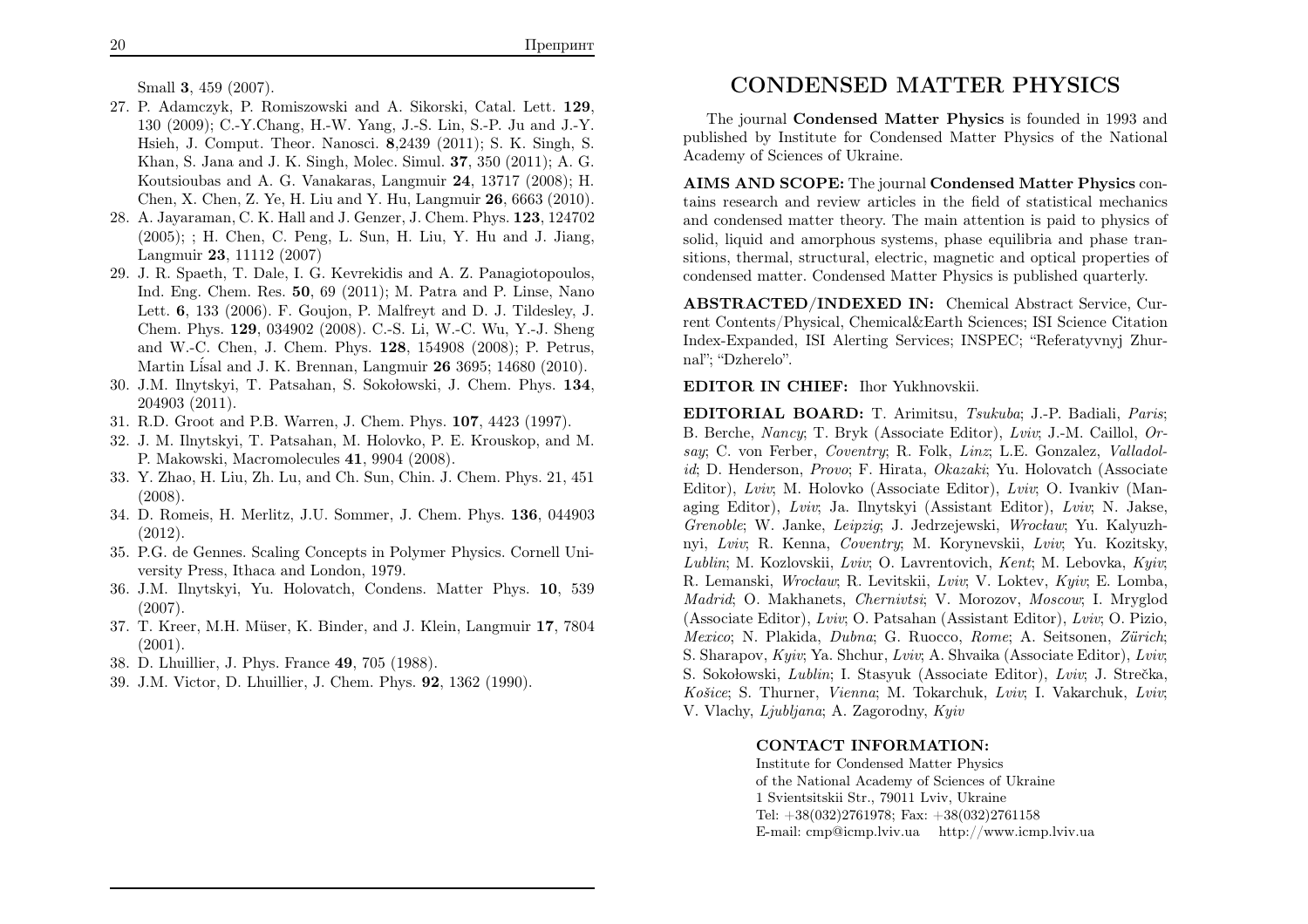Small **3**, 459 (2007).

27. P. Adamczyk, P. Romiszowski and A. Sikorski, Catal. Lett. **129**, 130 (2009); C.-Y.Chang, H.-W. Yang, J.-S. Lin, S.-P. Ju and J.-Y. Hsieh, J. Comput. Theor. Nanosci. **8**,2439 (2011); S. K. Singh, S. Khan, S. Jana and J. K. Singh, Molec. Simul. **37**, 350 (2011); A. G. Koutsioubas and A. G. Vanakaras, Langmuir **24**, 13717 (2008); H. Chen, X. Chen, Z. Ye, H. Liu and Y. Hu, Langmuir **26**, 6663 (2010).
28. A. Jayaraman, C. K. Hall and J. Genzer, J. Chem. Phys. **123**, 124702 (2005); ; H. Chen, C. Peng, L. Sun, H. Liu, Y. Hu and J. Jiang, Langmuir **23**, 11112 (2007)
29. J. R. Spaeth, T. Dale, I. G. Kevrekidis and A. Z. Panagiotopoulos, Ind. Eng. Chem. Res. **50**, 69 (2011); M. Patra and P. Linse, Nano Lett. **6**, 133 (2006). F. Goujon, P. Malfreyt and D. J. Tildesley, J. Chem. Phys. **129**, 034902 (2008). C.-S. Li, W.-C. Wu, Y.-J. Sheng and W.-C. Chen, J. Chem. Phys. **128**, 154908 (2008); P. Petrus, Martin Lísal and J. K. Brennan, Langmuir **26** 3695; 14680 (2010).
30. J.M. Ilnytskyi, T. Patsahan, S. Sokołowski, J. Chem. Phys. **134**, 204903 (2011).
31. R.D. Groot and P.B. Warren, J. Chem. Phys. **107**, 4423 (1997).
32. J. M. Ilnytskyi, T. Patsahan, M. Holovko, P. E. Krouskop, and M. P. Makowski, Macromolecules **41**, 9904 (2008).
33. Y. Zhao, H. Liu, Zh. Lu, and Ch. Sun, Chin. J. Chem. Phys. 21, 451 (2008).
34. D. Romeis, H. Merlitz, J.U. Sommer, J. Chem. Phys. **136**, 044903 (2012).
35. P.G. de Gennes. Scaling Concepts in Polymer Physics. Cornell University Press, Ithaca and London, 1979.
36. J.M. Ilnytskyi, Yu. Holovatch, Condens. Matter Phys. **10**, 539 (2007).
37. T. Kreer, M.H. Müser, K. Binder, and J. Klein, Langmuir **17**, 7804 (2001).
38. D. Lhuillier, J. Phys. France **49**, 705 (1988).
39. J.M. Victor, D. Lhuillier, J. Chem. Phys. **92**, 1362 (1990).

# CONDENSED MATTER PHYSICS

The journal **Condensed Matter Physics** is founded in 1993 and published by Institute for Condensed Matter Physics of the National Academy of Sciences of Ukraine.

**AIMS AND SCOPE:** The journal **Condensed Matter Physics** contains research and review articles in the field of statistical mechanics and condensed matter theory. The main attention is paid to physics of solid, liquid and amorphous systems, phase equilibria and phase transitions, thermal, structural, electric, magnetic and optical properties of condensed matter. Condensed Matter Physics is published quarterly.

**ABSTRACTED/INDEXED IN:** Chemical Abstract Service, Current Contents/Physical, Chemical&Earth Sciences; ISI Science Citation Index-Expanded, ISI Alerting Services; INSPEC; "Referatyvnyj Zhurnal"; "Dzherelo".

**EDITOR IN CHIEF:** Ihor Yukhnovskii.

**EDITORIAL BOARD:** T. Arimitsu, *Tsukuba*; J.-P. Badiali, *Paris*; B. Berche, *Nancy*; T. Bryk (Associate Editor), *Lviv*; J.-M. Caillol, *Orsay*; C. von Ferber, *Coventry*; R. Folk, *Linz*; L.E. Gonzalez, *Valladolid*; D. Henderson, *Provo*; F. Hirata, *Okazaki*; Yu. Holovatch (Associate Editor), *Lviv*; M. Holovko (Associate Editor), *Lviv*; O. Ivankiv (Managing Editor), *Lviv*; Ja. Ilnytskyi (Assistant Editor), *Lviv*; N. Jakse, *Grenoble*; W. Janke, *Leipzig*; J. Jedrzejewski, *Wrocław*; Yu. Kalyuzhnyi, *Lviv*; R. Kenna, *Coventry*; M. Korynevskii, *Lviv*; Yu. Kozitsky, *Lublin*; M. Kozlovskii, *Lviv*; O. Lavrentovich, *Kent*; M. Lebovka, *Kyiv*; R. Lemanski, *Wrocław*; R. Levitskii, *Lviv*; V. Loktev, *Kyiv*; E. Lomba, *Madrid*; O. Makhanets, *Chernivtsi*; V. Morozov, *Moscow*; I. Mryglod (Associate Editor), *Lviv*; O. Patsahan (Assistant Editor), *Lviv*; O. Pizio, *Mexico*; N. Plakida, *Dubna*; G. Ruocco, *Rome*; A. Seitsonen, *Zürich*; S. Sharapov, *Kyiv*; Ya. Shchur, *Lviv*; A. Shvaika (Associate Editor), *Lviv*; S. Sokołowski, *Lublin*; I. Stasyuk (Associate Editor), *Lviv*; J. Strečka, *Košice*; S. Thurner, *Vienna*; M. Tokarchuk, *Lviv*; I. Vakarchuk, *Lviv*; V. Vlachy, *Ljubljana*; A. Zagorodny, *Kyiv*

**CONTACT INFORMATION:**

Institute for Condensed Matter Physics
of the National Academy of Sciences of Ukraine
1 Svientsitskii Str., 79011 Lviv, Ukraine
Tel: +38(032)2761978; Fax: +38(032)2761158
E-mail: cmp@icmp.lviv.ua http://www.icmp.lviv.ua